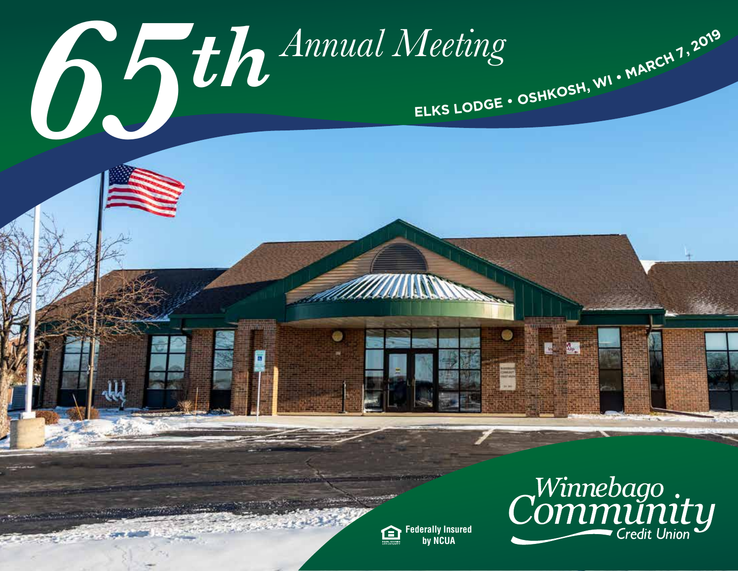# 65th Annual Meeting

**ELKS LODGE • OSHKOSH, WI • MARCH 7, 2019**

Federally Insured by NCUA

Winnebago Community Credit Union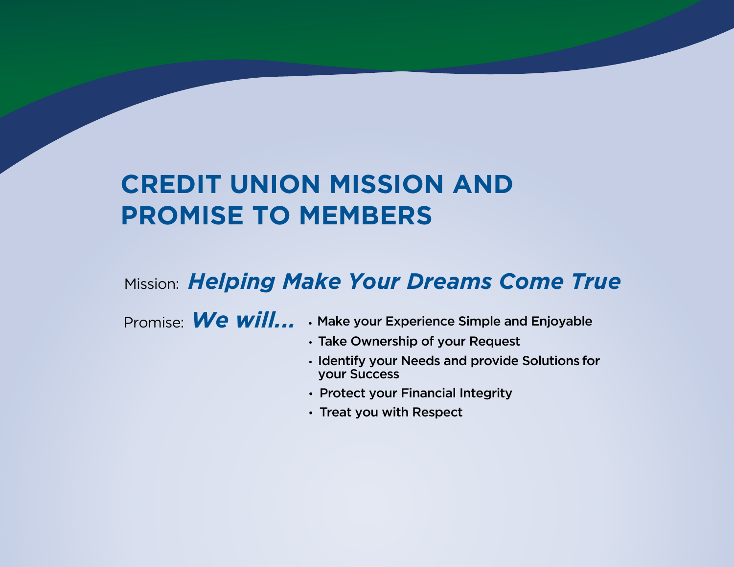# CREDIT UNION MISSION AND PROMISE TO MEMBERS

Mission: ***Helping Make Your Dreams Come True***

Promise: ***We will...***

- Make your Experience Simple and Enjoyable
- Take Ownership of your Request
- Identify your Needs and provide Solutions for your Success
- Protect your Financial Integrity
- Treat you with Respect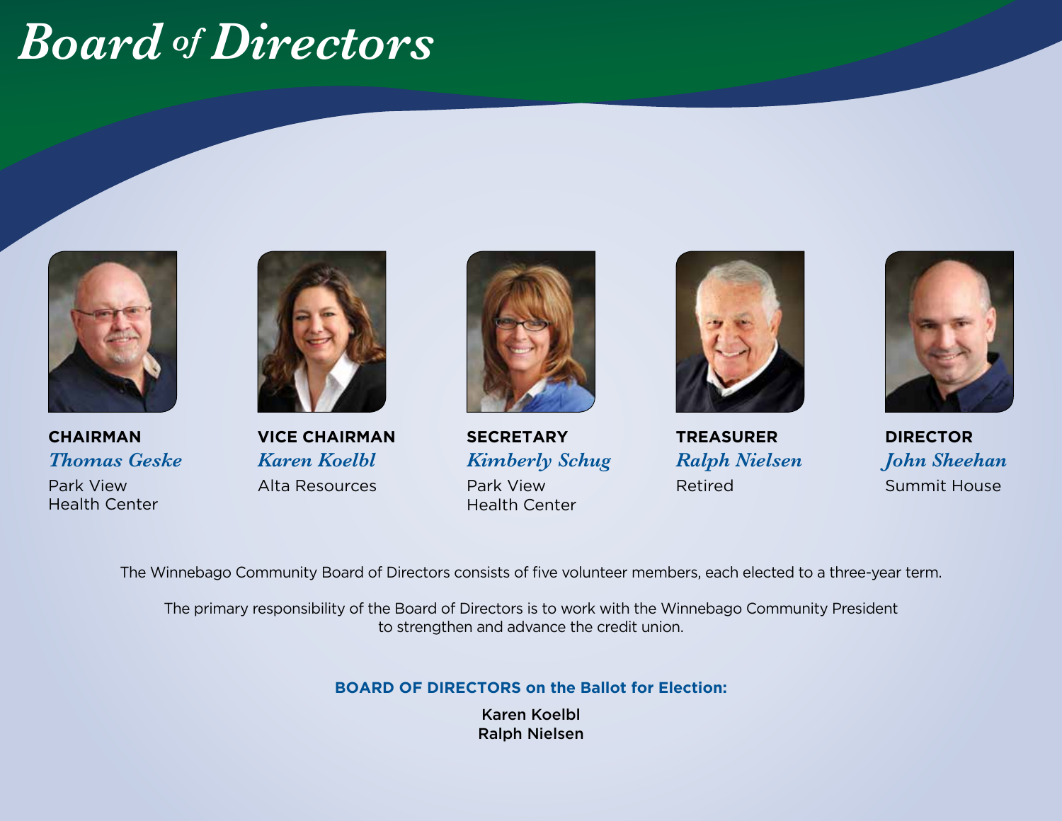# Board of Directors

**CHAIRMAN**
*Thomas Geske*
Park View Health Center

**VICE CHAIRMAN**
*Karen Koelbl*
Alta Resources

**SECRETARY**
*Kimberly Schug*
Park View Health Center

**TREASURER**
*Ralph Nielsen*
Retired

**DIRECTOR**
*John Sheehan*
Summit House

The Winnebago Community Board of Directors consists of five volunteer members, each elected to a three-year term.

The primary responsibility of the Board of Directors is to work with the Winnebago Community President to strengthen and advance the credit union.

**BOARD OF DIRECTORS on the Ballot for Election:**

Karen Koelbl
Ralph Nielsen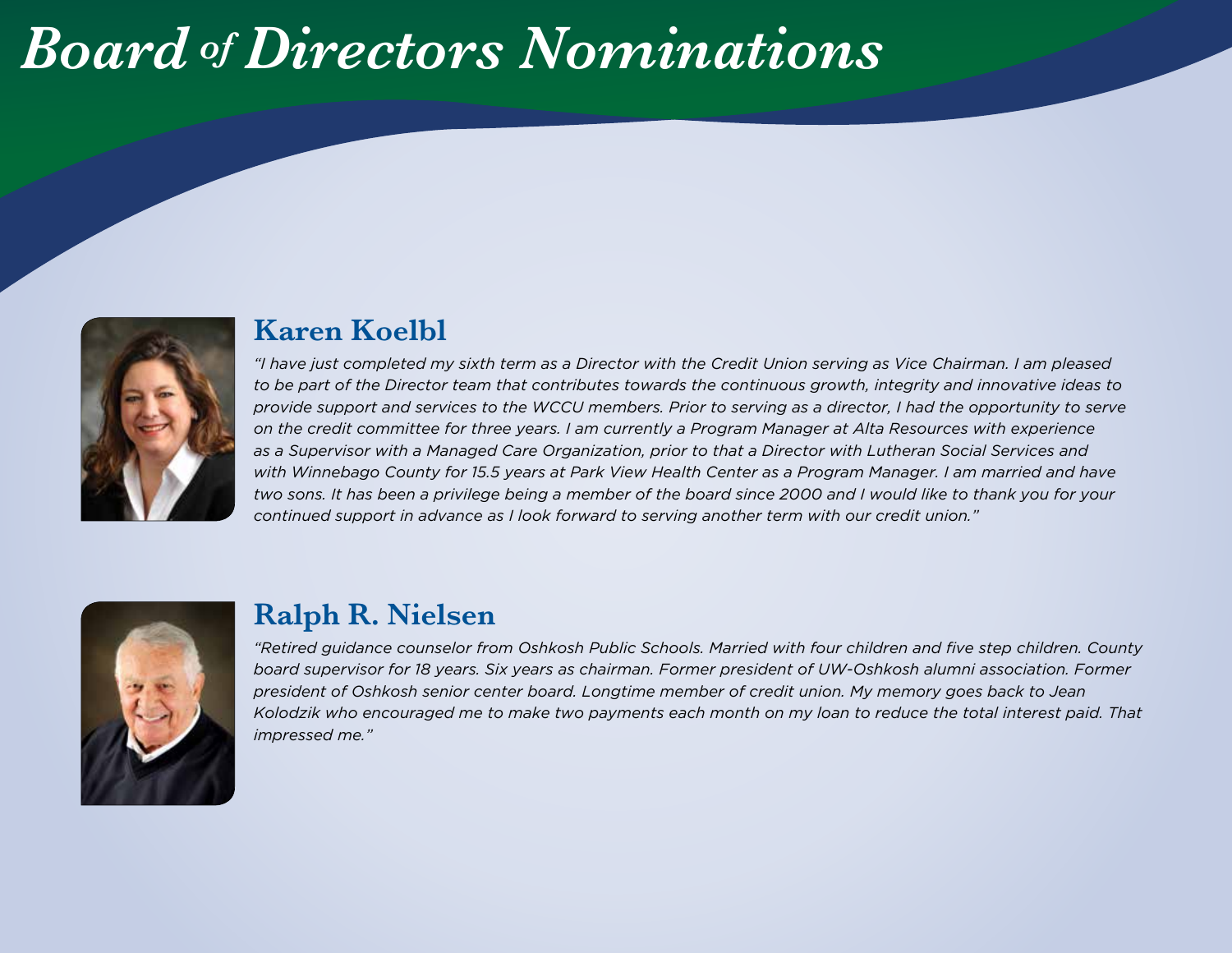# *Board of Directors Nominations*

## Karen Koelbl

*"I have just completed my sixth term as a Director with the Credit Union serving as Vice Chairman. I am pleased to be part of the Director team that contributes towards the continuous growth, integrity and innovative ideas to provide support and services to the WCCU members. Prior to serving as a director, I had the opportunity to serve on the credit committee for three years. I am currently a Program Manager at Alta Resources with experience as a Supervisor with a Managed Care Organization, prior to that a Director with Lutheran Social Services and with Winnebago County for 15.5 years at Park View Health Center as a Program Manager. I am married and have two sons. It has been a privilege being a member of the board since 2000 and I would like to thank you for your continued support in advance as I look forward to serving another term with our credit union."*

## Ralph R. Nielsen

*"Retired guidance counselor from Oshkosh Public Schools. Married with four children and five step children. County board supervisor for 18 years. Six years as chairman. Former president of UW-Oshkosh alumni association. Former president of Oshkosh senior center board. Longtime member of credit union. My memory goes back to Jean Kolodzik who encouraged me to make two payments each month on my loan to reduce the total interest paid. That impressed me."*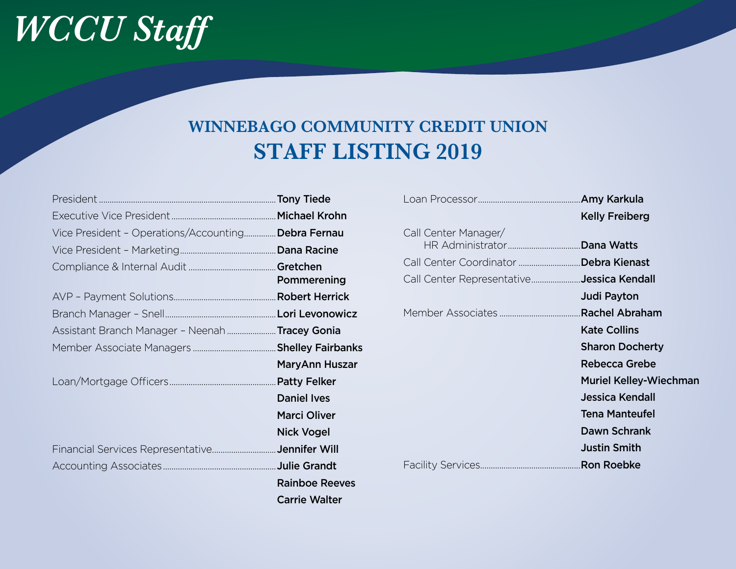# *WCCU Staff*

## WINNEBAGO COMMUNITY CREDIT UNION
## STAFF LISTING 2019

| Position | Name |
|---|---|
| President | **Tony Tiede** |
| Executive Vice President | **Michael Krohn** |
| Vice President – Operations/Accounting | **Debra Fernau** |
| Vice President – Marketing | **Dana Racine** |
| Compliance & Internal Audit | **Gretchen Pommerening** |
| AVP – Payment Solutions | **Robert Herrick** |
| Branch Manager – Snell | **Lori Levonowicz** |
| Assistant Branch Manager – Neenah | **Tracey Gonia** |
| Member Associate Managers | **Shelley Fairbanks** |
| | **MaryAnn Huszar** |
| Loan/Mortgage Officers | **Patty Felker** |
| | **Daniel Ives** |
| | **Marci Oliver** |
| | **Nick Vogel** |
| Financial Services Representative | **Jennifer Will** |
| Accounting Associates | **Julie Grandt** |
| | **Rainboe Reeves** |
| | **Carrie Walter** |
| Loan Processor | **Amy Karkula** |
| | **Kelly Freiberg** |
| Call Center Manager/ HR Administrator | **Dana Watts** |
| Call Center Coordinator | **Debra Kienast** |
| Call Center Representative | **Jessica Kendall** |
| | **Judi Payton** |
| Member Associates | **Rachel Abraham** |
| | **Kate Collins** |
| | **Sharon Docherty** |
| | **Rebecca Grebe** |
| | **Muriel Kelley-Wiechman** |
| | **Jessica Kendall** |
| | **Tena Manteufel** |
| | **Dawn Schrank** |
| | **Justin Smith** |
| Facility Services | **Ron Roebke** |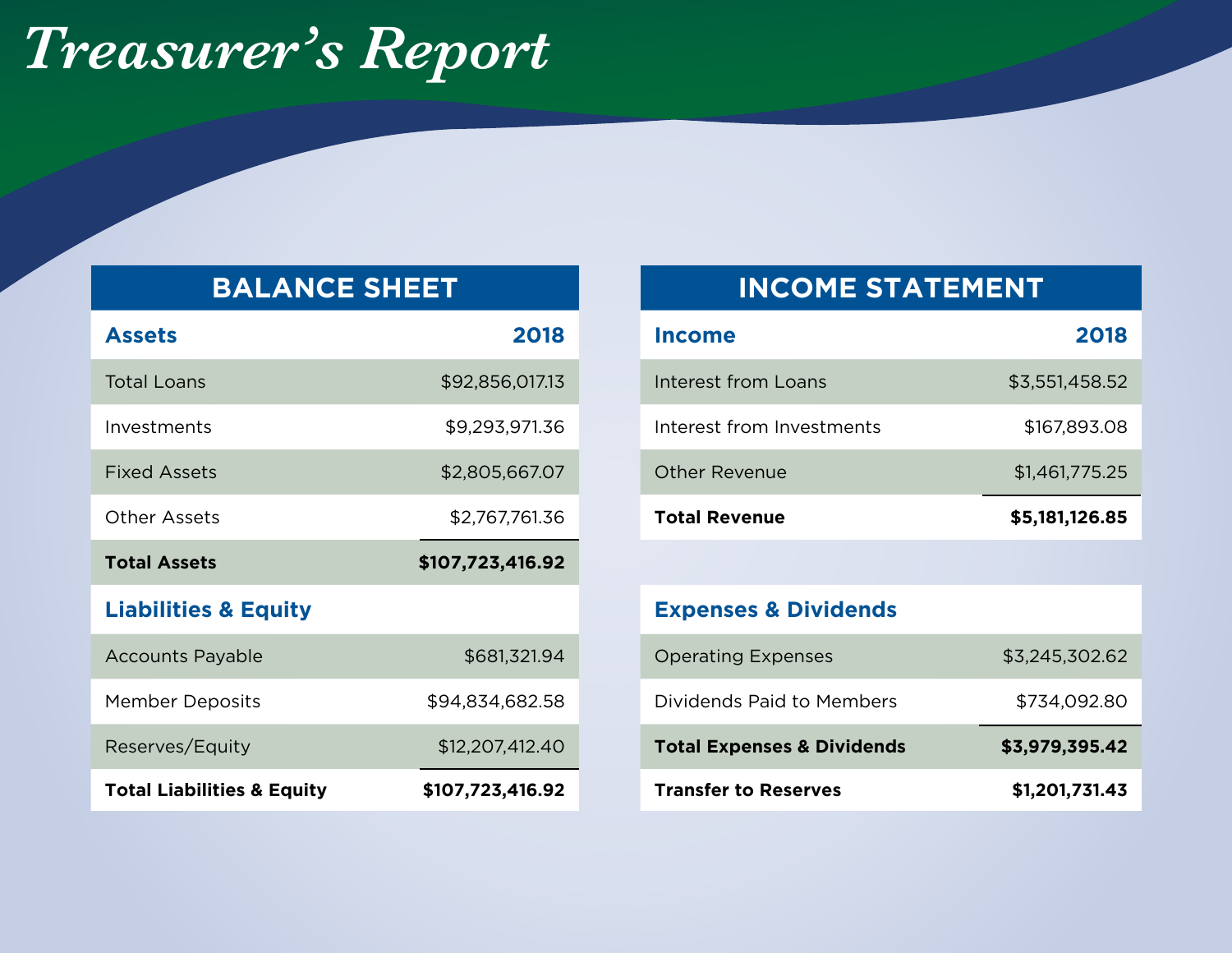# Treasurer's Report

## BALANCE SHEET

| Assets | 2018 |
|---|---|
| Total Loans | $92,856,017.13 |
| Investments | $9,293,971.36 |
| Fixed Assets | $2,805,667.07 |
| Other Assets | $2,767,761.36 |
| **Total Assets** | **$107,723,416.92** |
| **Liabilities & Equity** | |
| Accounts Payable | $681,321.94 |
| Member Deposits | $94,834,682.58 |
| Reserves/Equity | $12,207,412.40 |
| **Total Liabilities & Equity** | **$107,723,416.92** |

## INCOME STATEMENT

| Income | 2018 |
|---|---|
| Interest from Loans | $3,551,458.52 |
| Interest from Investments | $167,893.08 |
| Other Revenue | $1,461,775.25 |
| **Total Revenue** | **$5,181,126.85** |

| Expenses & Dividends | |
|---|---|
| Operating Expenses | $3,245,302.62 |
| Dividends Paid to Members | $734,092.80 |
| **Total Expenses & Dividends** | **$3,979,395.42** |
| **Transfer to Reserves** | **$1,201,731.43** |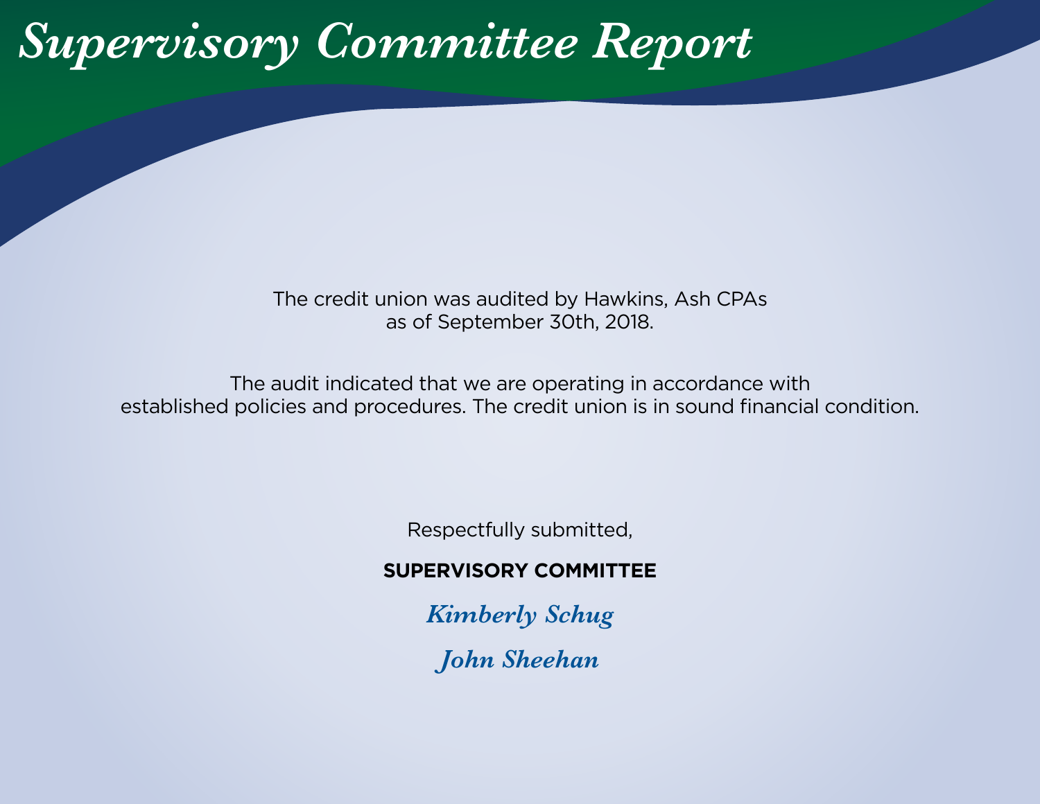# *Supervisory Committee Report*

The credit union was audited by Hawkins, Ash CPAs as of September 30th, 2018.

The audit indicated that we are operating in accordance with established policies and procedures. The credit union is in sound financial condition.

Respectfully submitted,

**SUPERVISORY COMMITTEE**

***Kimberly Schug***

***John Sheehan***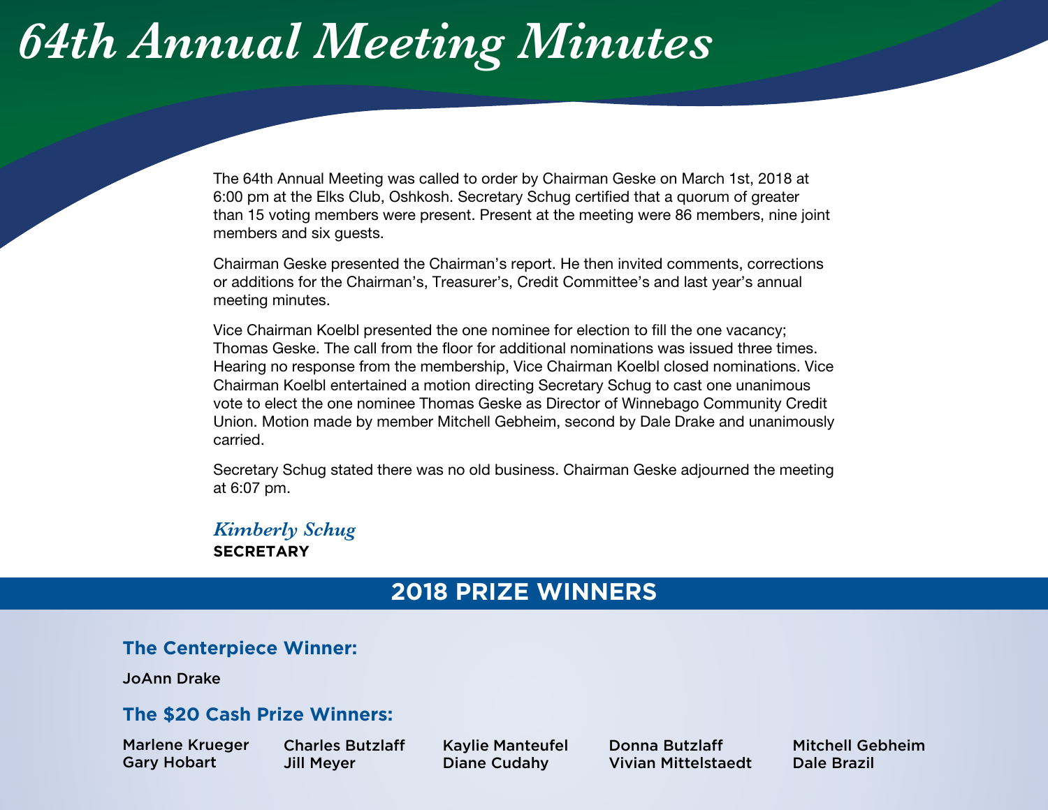# 64th Annual Meeting Minutes

The 64th Annual Meeting was called to order by Chairman Geske on March 1st, 2018 at 6:00 pm at the Elks Club, Oshkosh. Secretary Schug certified that a quorum of greater than 15 voting members were present. Present at the meeting were 86 members, nine joint members and six guests.

Chairman Geske presented the Chairman's report. He then invited comments, corrections or additions for the Chairman's, Treasurer's, Credit Committee's and last year's annual meeting minutes.

Vice Chairman Koelbl presented the one nominee for election to fill the one vacancy; Thomas Geske. The call from the floor for additional nominations was issued three times. Hearing no response from the membership, Vice Chairman Koelbl closed nominations. Vice Chairman Koelbl entertained a motion directing Secretary Schug to cast one unanimous vote to elect the one nominee Thomas Geske as Director of Winnebago Community Credit Union. Motion made by member Mitchell Gebheim, second by Dale Drake and unanimously carried.

Secretary Schug stated there was no old business. Chairman Geske adjourned the meeting at 6:07 pm.

*Kimberly Schug*
**SECRETARY**

## 2018 PRIZE WINNERS

### The Centerpiece Winner:

JoAnn Drake

### The $20 Cash Prize Winners:

Marlene Krueger
Gary Hobart
Charles Butzlaff
Jill Meyer
Kaylie Manteufel
Diane Cudahy
Donna Butzlaff
Vivian Mittelstaedt
Mitchell Gebheim
Dale Brazil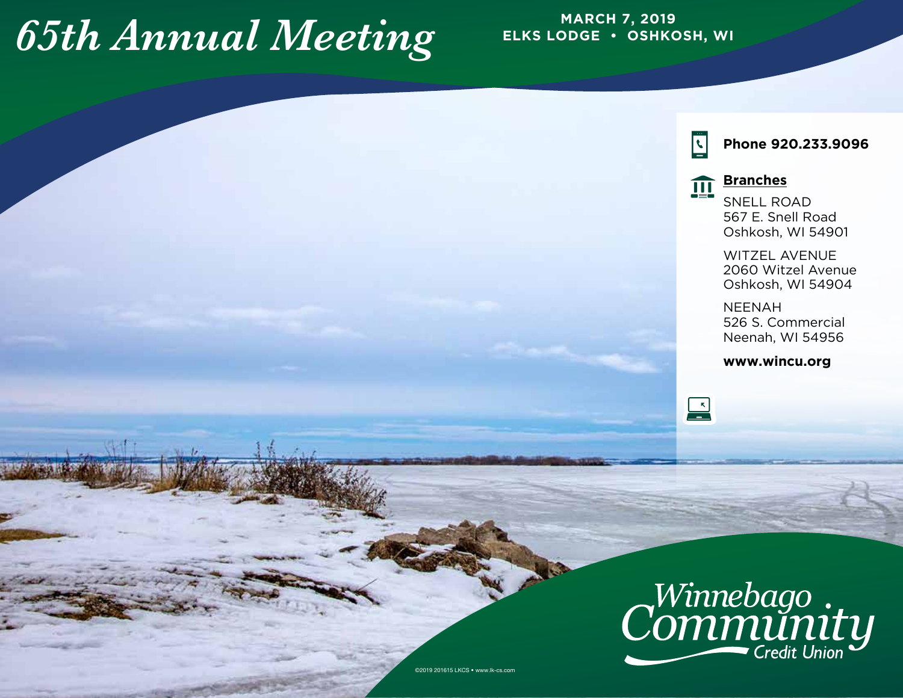# 65th Annual Meeting

**MARCH 7, 2019**
**ELKS LODGE • OSHKOSH, WI**

**Phone 920.233.9096**

**Branches**

SNELL ROAD
567 E. Snell Road
Oshkosh, WI 54901

WITZEL AVENUE
2060 Witzel Avenue
Oshkosh, WI 54904

NEENAH
526 S. Commercial
Neenah, WI 54956

**www.wincu.org**

Winnebago Community Credit Union

©2019 201615 LKCS • www.lk-cs.com